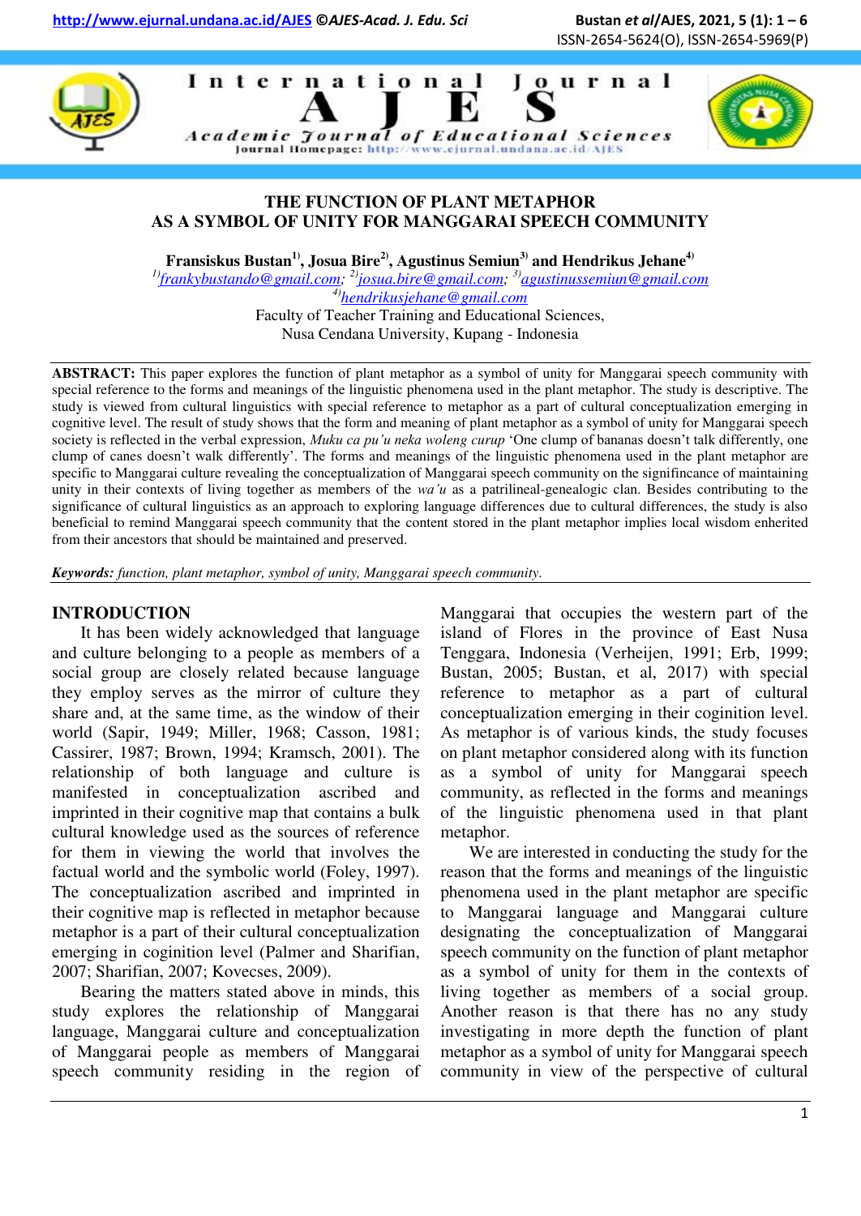# THE FUNCTION OF PLANT METAPHOR AS A SYMBOL OF UNITY FOR MANGGARAI SPEECH COMMUNITY

**Fransiskus Bustan[1], Josua Bire[2], Agustinus Semiun[3] and Hendrikus Jehane[4]**

[1]frankybustando@gmail.com; [2]josua.bire@gmail.com; [3]agustinussemiun@gmail.com
[4]hendrikusjehane@gmail.com

Faculty of Teacher Training and Educational Sciences,
Nusa Cendana University, Kupang - Indonesia

**ABSTRACT:** This paper explores the function of plant metaphor as a symbol of unity for Manggarai speech community with special reference to the forms and meanings of the linguistic phenomena used in the plant metaphor. The study is descriptive. The study is viewed from cultural linguistics with special reference to metaphor as a part of cultural conceptualization emerging in cognitive level. The result of study shows that the form and meaning of plant metaphor as a symbol of unity for Manggarai speech society is reflected in the verbal expression, *Muku ca pu'u neka woleng curup* 'One clump of bananas doesn't talk differently, one clump of canes doesn't walk differently'. The forms and meanings of the linguistic phenomena used in the plant metaphor are specific to Manggarai culture revealing the conceptualization of Manggarai speech community on the signifincance of maintaining unity in their contexts of living together as members of the *wa'u* as a patrilineal-genealogic clan. Besides contributing to the significance of cultural linguistics as an approach to exploring language differences due to cultural differences, the study is also beneficial to remind Manggarai speech community that the content stored in the plant metaphor implies local wisdom enherited from their ancestors that should be maintained and preserved.

***Keywords:*** *function, plant metaphor, symbol of unity, Manggarai speech community.*

## INTRODUCTION

It has been widely acknowledged that language and culture belonging to a people as members of a social group are closely related because language they employ serves as the mirror of culture they share and, at the same time, as the window of their world (Sapir, 1949; Miller, 1968; Casson, 1981; Cassirer, 1987; Brown, 1994; Kramsch, 2001). The relationship of both language and culture is manifested in conceptualization ascribed and imprinted in their cognitive map that contains a bulk cultural knowledge used as the sources of reference for them in viewing the world that involves the factual world and the symbolic world (Foley, 1997). The conceptualization ascribed and imprinted in their cognitive map is reflected in metaphor because metaphor is a part of their cultural conceptualization emerging in coginition level (Palmer and Sharifian, 2007; Sharifian, 2007; Kovecses, 2009).

Bearing the matters stated above in minds, this study explores the relationship of Manggarai language, Manggarai culture and conceptualization of Manggarai people as members of Manggarai speech community residing in the region of Manggarai that occupies the western part of the island of Flores in the province of East Nusa Tenggara, Indonesia (Verheijen, 1991; Erb, 1999; Bustan, 2005; Bustan, et al, 2017) with special reference to metaphor as a part of cultural conceptualization emerging in their coginition level. As metaphor is of various kinds, the study focuses on plant metaphor considered along with its function as a symbol of unity for Manggarai speech community, as reflected in the forms and meanings of the linguistic phenomena used in that plant metaphor.

We are interested in conducting the study for the reason that the forms and meanings of the linguistic phenomena used in the plant metaphor are specific to Manggarai language and Manggarai culture designating the conceptualization of Manggarai speech community on the function of plant metaphor as a symbol of unity for them in the contexts of living together as members of a social group. Another reason is that there has no any study investigating in more depth the function of plant metaphor as a symbol of unity for Manggarai speech community in view of the perspective of cultural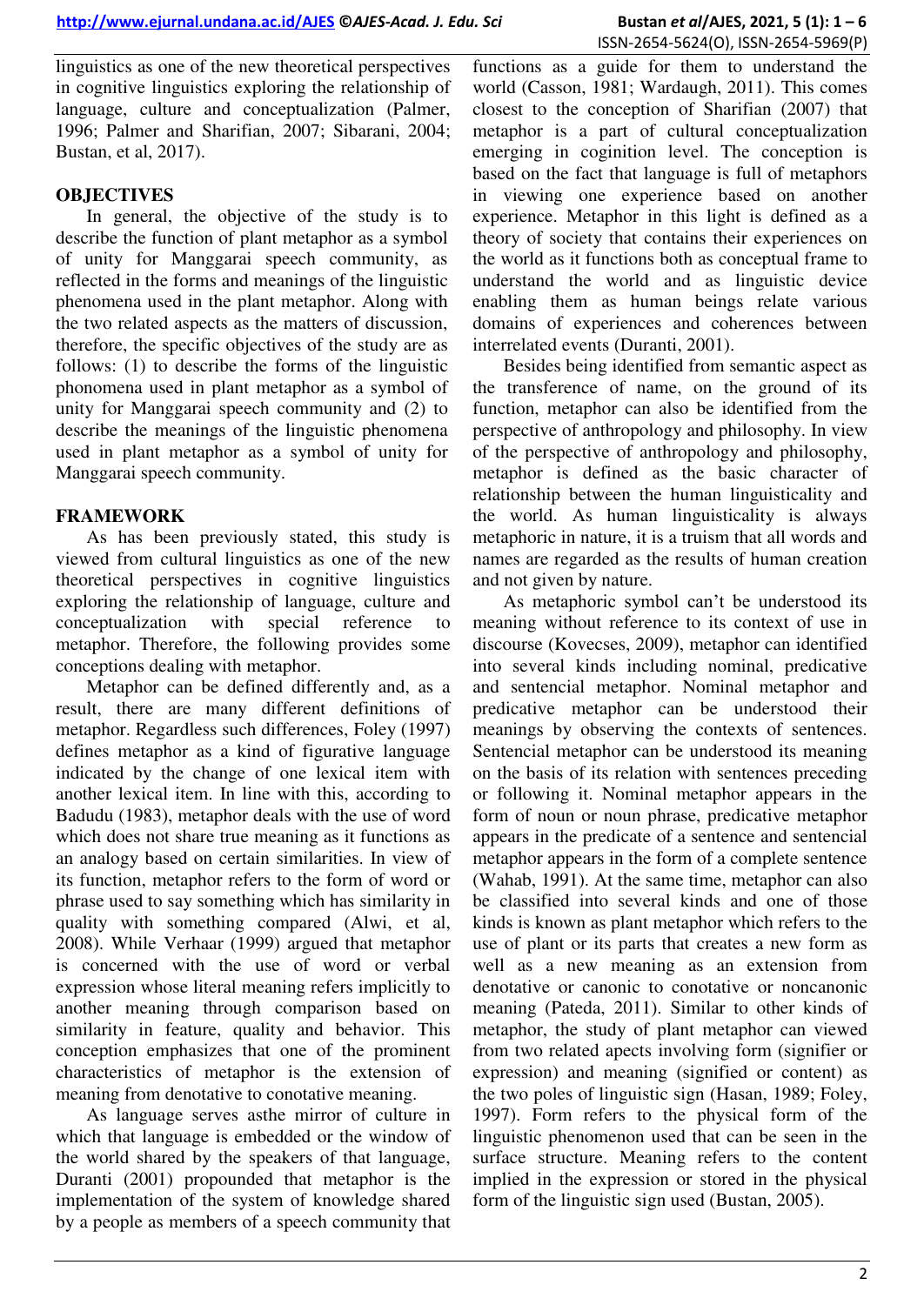linguistics as one of the new theoretical perspectives in cognitive linguistics exploring the relationship of language, culture and conceptualization (Palmer, 1996; Palmer and Sharifian, 2007; Sibarani, 2004; Bustan, et al, 2017).

## OBJECTIVES

In general, the objective of the study is to describe the function of plant metaphor as a symbol of unity for Manggarai speech community, as reflected in the forms and meanings of the linguistic phenomena used in the plant metaphor. Along with the two related aspects as the matters of discussion, therefore, the specific objectives of the study are as follows: (1) to describe the forms of the linguistic phonomena used in plant metaphor as a symbol of unity for Manggarai speech community and (2) to describe the meanings of the linguistic phenomena used in plant metaphor as a symbol of unity for Manggarai speech community.

## FRAMEWORK

As has been previously stated, this study is viewed from cultural linguistics as one of the new theoretical perspectives in cognitive linguistics exploring the relationship of language, culture and conceptualization with special reference to metaphor. Therefore, the following provides some conceptions dealing with metaphor.

Metaphor can be defined differently and, as a result, there are many different definitions of metaphor. Regardless such differences, Foley (1997) defines metaphor as a kind of figurative language indicated by the change of one lexical item with another lexical item. In line with this, according to Badudu (1983), metaphor deals with the use of word which does not share true meaning as it functions as an analogy based on certain similarities. In view of its function, metaphor refers to the form of word or phrase used to say something which has similarity in quality with something compared (Alwi, et al, 2008). While Verhaar (1999) argued that metaphor is concerned with the use of word or verbal expression whose literal meaning refers implicitly to another meaning through comparison based on similarity in feature, quality and behavior. This conception emphasizes that one of the prominent characteristics of metaphor is the extension of meaning from denotative to conotative meaning.

As language serves asthe mirror of culture in which that language is embedded or the window of the world shared by the speakers of that language, Duranti (2001) propounded that metaphor is the implementation of the system of knowledge shared by a people as members of a speech community that functions as a guide for them to understand the world (Casson, 1981; Wardaugh, 2011). This comes closest to the conception of Sharifian (2007) that metaphor is a part of cultural conceptualization emerging in coginition level. The conception is based on the fact that language is full of metaphors in viewing one experience based on another experience. Metaphor in this light is defined as a theory of society that contains their experiences on the world as it functions both as conceptual frame to understand the world and as linguistic device enabling them as human beings relate various domains of experiences and coherences between interrelated events (Duranti, 2001).

Besides being identified from semantic aspect as the transference of name, on the ground of its function, metaphor can also be identified from the perspective of anthropology and philosophy. In view of the perspective of anthropology and philosophy, metaphor is defined as the basic character of relationship between the human linguisticality and the world. As human linguisticality is always metaphoric in nature, it is a truism that all words and names are regarded as the results of human creation and not given by nature.

As metaphoric symbol can't be understood its meaning without reference to its context of use in discourse (Kovecses, 2009), metaphor can identified into several kinds including nominal, predicative and sentencial metaphor. Nominal metaphor and predicative metaphor can be understood their meanings by observing the contexts of sentences. Sentencial metaphor can be understood its meaning on the basis of its relation with sentences preceding or following it. Nominal metaphor appears in the form of noun or noun phrase, predicative metaphor appears in the predicate of a sentence and sentencial metaphor appears in the form of a complete sentence (Wahab, 1991). At the same time, metaphor can also be classified into several kinds and one of those kinds is known as plant metaphor which refers to the use of plant or its parts that creates a new form as well as a new meaning as an extension from denotative or canonic to conotative or noncanonic meaning (Pateda, 2011). Similar to other kinds of metaphor, the study of plant metaphor can viewed from two related apects involving form (signifier or expression) and meaning (signified or content) as the two poles of linguistic sign (Hasan, 1989; Foley, 1997). Form refers to the physical form of the linguistic phenomenon used that can be seen in the surface structure. Meaning refers to the content implied in the expression or stored in the physical form of the linguistic sign used (Bustan, 2005).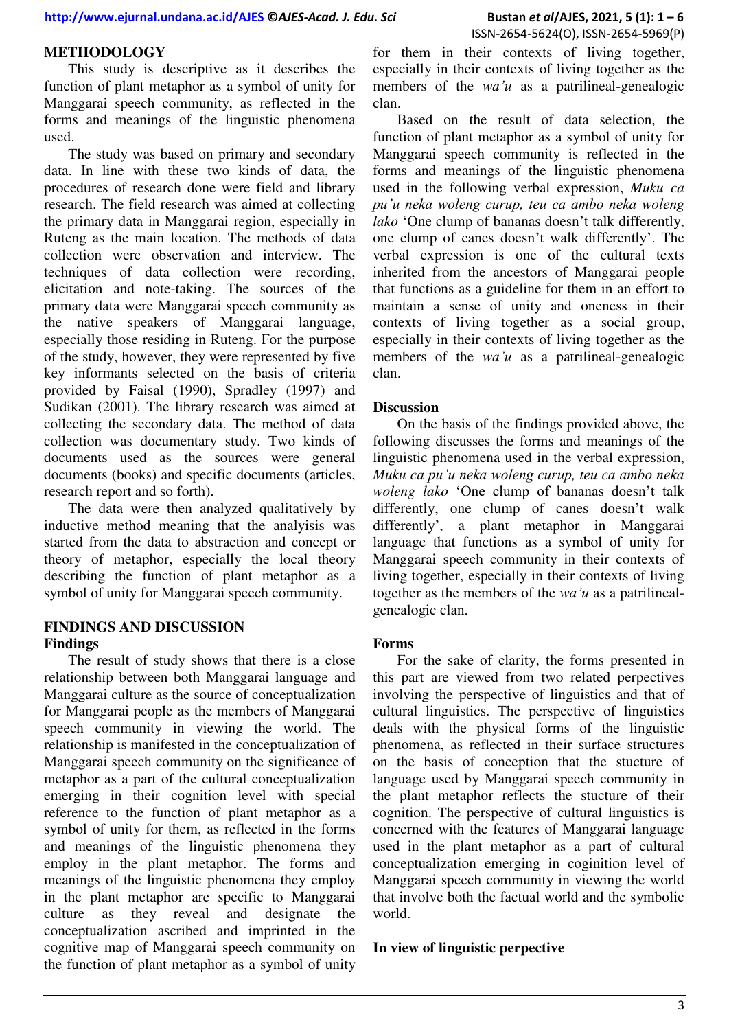## METHODOLOGY

This study is descriptive as it describes the function of plant metaphor as a symbol of unity for Manggarai speech community, as reflected in the forms and meanings of the linguistic phenomena used.

The study was based on primary and secondary data. In line with these two kinds of data, the procedures of research done were field and library research. The field research was aimed at collecting the primary data in Manggarai region, especially in Ruteng as the main location. The methods of data collection were observation and interview. The techniques of data collection were recording, elicitation and note-taking. The sources of the primary data were Manggarai speech community as the native speakers of Manggarai language, especially those residing in Ruteng. For the purpose of the study, however, they were represented by five key informants selected on the basis of criteria provided by Faisal (1990), Spradley (1997) and Sudikan (2001). The library research was aimed at collecting the secondary data. The method of data collection was documentary study. Two kinds of documents used as the sources were general documents (books) and specific documents (articles, research report and so forth).

The data were then analyzed qualitatively by inductive method meaning that the analyisis was started from the data to abstraction and concept or theory of metaphor, especially the local theory describing the function of plant metaphor as a symbol of unity for Manggarai speech community.

## FINDINGS AND DISCUSSION

### Findings

The result of study shows that there is a close relationship between both Manggarai language and Manggarai culture as the source of conceptualization for Manggarai people as the members of Manggarai speech community in viewing the world. The relationship is manifested in the conceptualization of Manggarai speech community on the significance of metaphor as a part of the cultural conceptualization emerging in their cognition level with special reference to the function of plant metaphor as a symbol of unity for them, as reflected in the forms and meanings of the linguistic phenomena they employ in the plant metaphor. The forms and meanings of the linguistic phenomena they employ in the plant metaphor are specific to Manggarai culture as they reveal and designate the conceptualization ascribed and imprinted in the cognitive map of Manggarai speech community on the function of plant metaphor as a symbol of unity for them in their contexts of living together, especially in their contexts of living together as the members of the *wa'u* as a patrilineal-genealogic clan.

Based on the result of data selection, the function of plant metaphor as a symbol of unity for Manggarai speech community is reflected in the forms and meanings of the linguistic phenomena used in the following verbal expression, *Muku ca pu'u neka woleng curup, teu ca ambo neka woleng lako* 'One clump of bananas doesn't talk differently, one clump of canes doesn't walk differently'. The verbal expression is one of the cultural texts inherited from the ancestors of Manggarai people that functions as a guideline for them in an effort to maintain a sense of unity and oneness in their contexts of living together as a social group, especially in their contexts of living together as the members of the *wa'u* as a patrilineal-genealogic clan.

### Discussion

On the basis of the findings provided above, the following discusses the forms and meanings of the linguistic phenomena used in the verbal expression, *Muku ca pu'u neka woleng curup, teu ca ambo neka woleng lako* 'One clump of bananas doesn't talk differently, one clump of canes doesn't walk differently', a plant metaphor in Manggarai language that functions as a symbol of unity for Manggarai speech community in their contexts of living together, especially in their contexts of living together as the members of the *wa'u* as a patrilineal-genealogic clan.

### Forms

For the sake of clarity, the forms presented in this part are viewed from two related perpectives involving the perspective of linguistics and that of cultural linguistics. The perspective of linguistics deals with the physical forms of the linguistic phenomena, as reflected in their surface structures on the basis of conception that the stucture of language used by Manggarai speech community in the plant metaphor reflects the stucture of their cognition. The perspective of cultural linguistics is concerned with the features of Manggarai language used in the plant metaphor as a part of cultural conceptualization emerging in coginition level of Manggarai speech community in viewing the world that involve both the factual world and the symbolic world.

### In view of linguistic perpective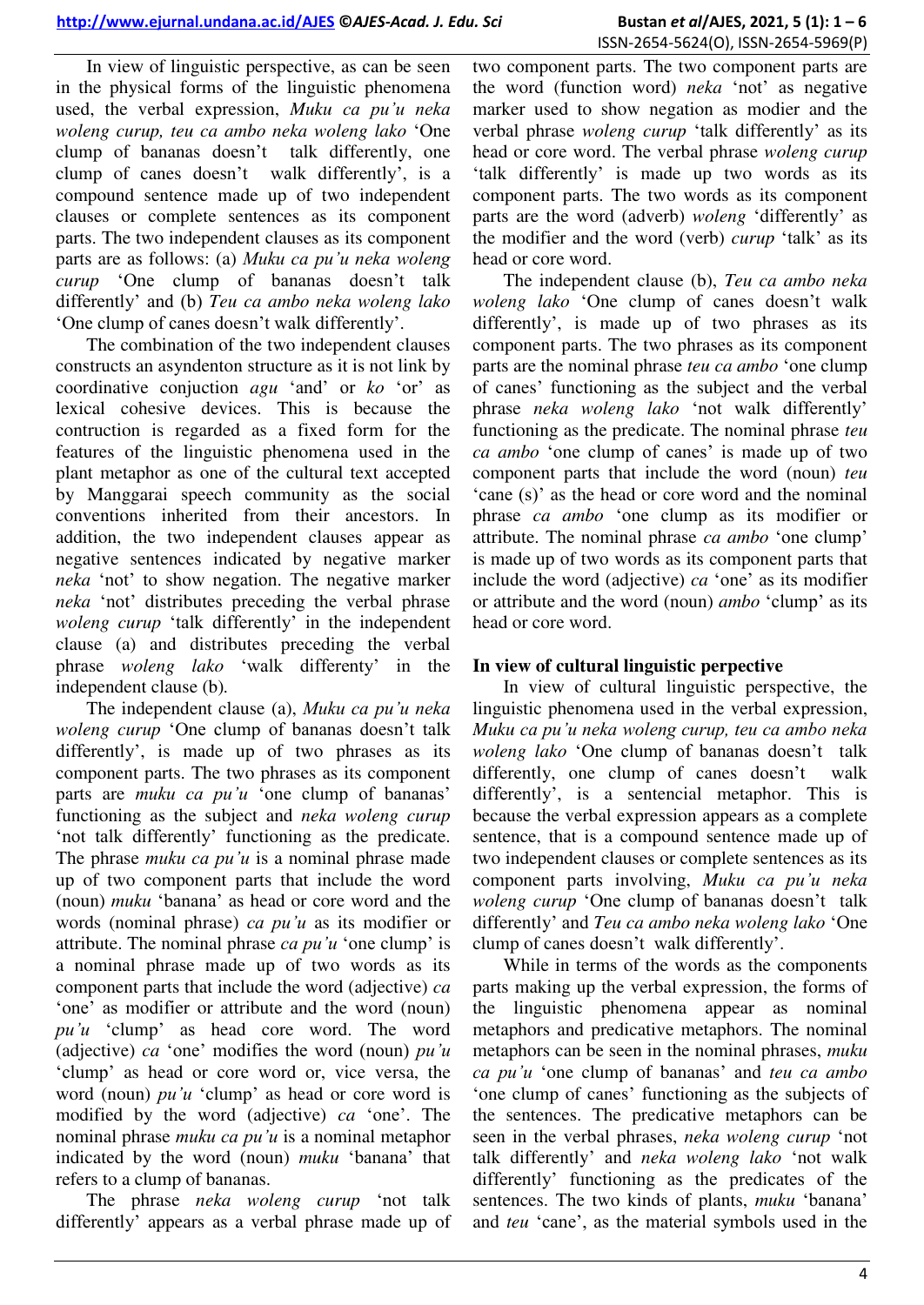In view of linguistic perspective, as can be seen in the physical forms of the linguistic phenomena used, the verbal expression, *Muku ca pu'u neka woleng curup, teu ca ambo neka woleng lako* 'One clump of bananas doesn't talk differently, one clump of canes doesn't walk differently', is a compound sentence made up of two independent clauses or complete sentences as its component parts. The two independent clauses as its component parts are as follows: (a) *Muku ca pu'u neka woleng curup* 'One clump of bananas doesn't talk differently' and (b) *Teu ca ambo neka woleng lako* 'One clump of canes doesn't walk differently'.

The combination of the two independent clauses constructs an asyndenton structure as it is not link by coordinative conjuction *agu* 'and' or *ko* 'or' as lexical cohesive devices. This is because the contruction is regarded as a fixed form for the features of the linguistic phenomena used in the plant metaphor as one of the cultural text accepted by Manggarai speech community as the social conventions inherited from their ancestors. In addition, the two independent clauses appear as negative sentences indicated by negative marker *neka* 'not' to show negation. The negative marker *neka* 'not' distributes preceding the verbal phrase *woleng curup* 'talk differently' in the independent clause (a) and distributes preceding the verbal phrase *woleng lako* 'walk differenty' in the independent clause (b).

The independent clause (a), *Muku ca pu'u neka woleng curup* 'One clump of bananas doesn't talk differently', is made up of two phrases as its component parts. The two phrases as its component parts are *muku ca pu'u* 'one clump of bananas' functioning as the subject and *neka woleng curup* 'not talk differently' functioning as the predicate. The phrase *muku ca pu'u* is a nominal phrase made up of two component parts that include the word (noun) *muku* 'banana' as head or core word and the words (nominal phrase) *ca pu'u* as its modifier or attribute. The nominal phrase *ca pu'u* 'one clump' is a nominal phrase made up of two words as its component parts that include the word (adjective) *ca* 'one' as modifier or attribute and the word (noun) *pu'u* 'clump' as head core word. The word (adjective) *ca* 'one' modifies the word (noun) *pu'u* 'clump' as head or core word or, vice versa, the word (noun) *pu'u* 'clump' as head or core word is modified by the word (adjective) *ca* 'one'. The nominal phrase *muku ca pu'u* is a nominal metaphor indicated by the word (noun) *muku* 'banana' that refers to a clump of bananas.

The phrase *neka woleng curup* 'not talk differently' appears as a verbal phrase made up of two component parts. The two component parts are the word (function word) *neka* 'not' as negative marker used to show negation as modier and the verbal phrase *woleng curup* 'talk differently' as its head or core word. The verbal phrase *woleng curup* 'talk differently' is made up two words as its component parts. The two words as its component parts are the word (adverb) *woleng* 'differently' as the modifier and the word (verb) *curup* 'talk' as its head or core word.

The independent clause (b), *Teu ca ambo neka woleng lako* 'One clump of canes doesn't walk differently', is made up of two phrases as its component parts. The two phrases as its component parts are the nominal phrase *teu ca ambo* 'one clump of canes' functioning as the subject and the verbal phrase *neka woleng lako* 'not walk differently' functioning as the predicate. The nominal phrase *teu ca ambo* 'one clump of canes' is made up of two component parts that include the word (noun) *teu* 'cane (s)' as the head or core word and the nominal phrase *ca ambo* 'one clump as its modifier or attribute. The nominal phrase *ca ambo* 'one clump' is made up of two words as its component parts that include the word (adjective) *ca* 'one' as its modifier or attribute and the word (noun) *ambo* 'clump' as its head or core word.

### In view of cultural linguistic perpective

In view of cultural linguistic perspective, the linguistic phenomena used in the verbal expression, *Muku ca pu'u neka woleng curup, teu ca ambo neka woleng lako* 'One clump of bananas doesn't talk differently, one clump of canes doesn't walk differently', is a sentencial metaphor. This is because the verbal expression appears as a complete sentence, that is a compound sentence made up of two independent clauses or complete sentences as its component parts involving, *Muku ca pu'u neka woleng curup* 'One clump of bananas doesn't talk differently' and *Teu ca ambo neka woleng lako* 'One clump of canes doesn't walk differently'.

While in terms of the words as the components parts making up the verbal expression, the forms of the linguistic phenomena appear as nominal metaphors and predicative metaphors. The nominal metaphors can be seen in the nominal phrases, *muku ca pu'u* 'one clump of bananas' and *teu ca ambo* 'one clump of canes' functioning as the subjects of the sentences. The predicative metaphors can be seen in the verbal phrases, *neka woleng curup* 'not talk differently' and *neka woleng lako* 'not walk differently' functioning as the predicates of the sentences. The two kinds of plants, *muku* 'banana' and *teu* 'cane', as the material symbols used in the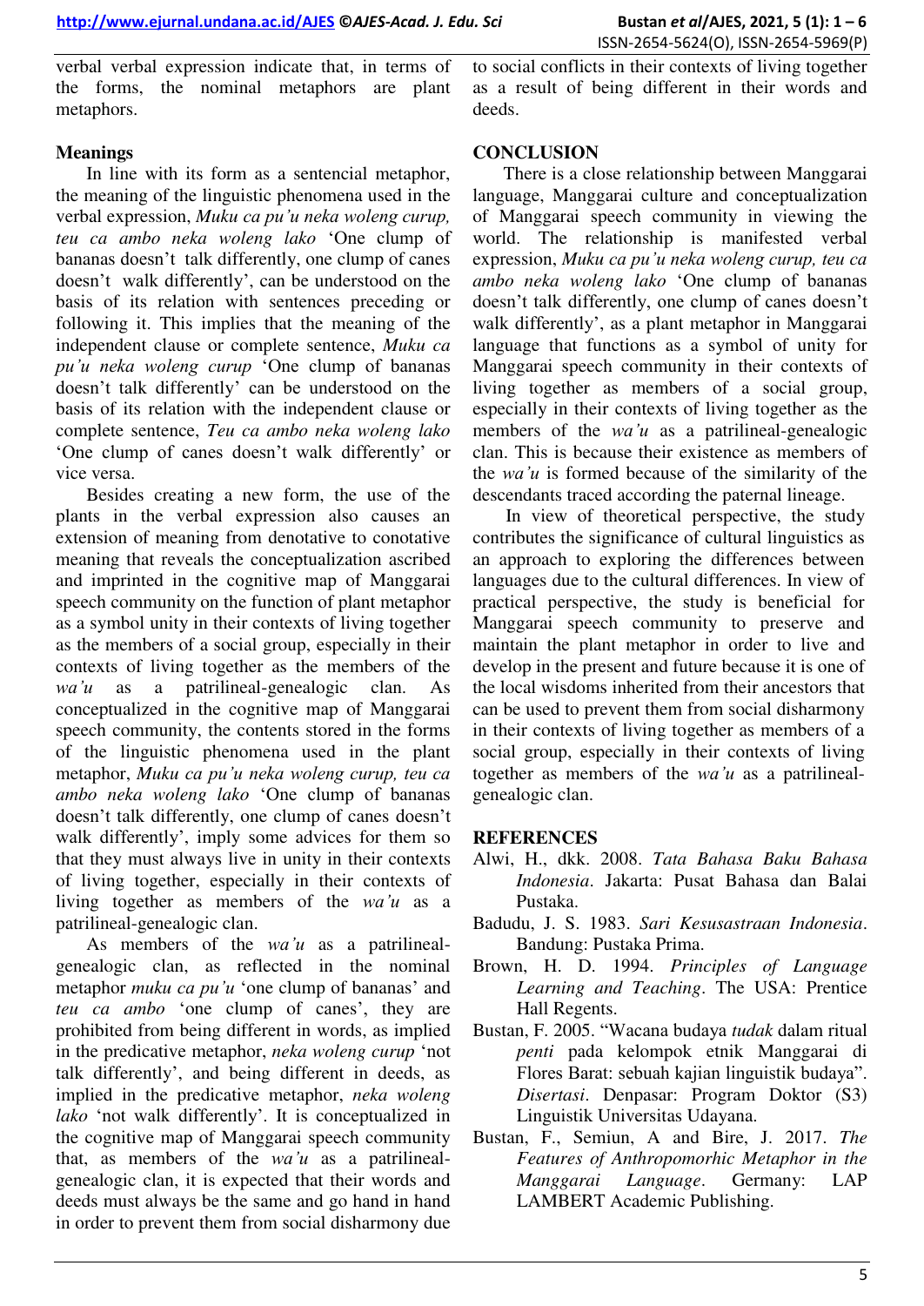verbal verbal expression indicate that, in terms of the forms, the nominal metaphors are plant metaphors.

### Meanings

In line with its form as a sentencial metaphor, the meaning of the linguistic phenomena used in the verbal expression, *Muku ca pu'u neka woleng curup, teu ca ambo neka woleng lako* 'One clump of bananas doesn't talk differently, one clump of canes doesn't walk differently', can be understood on the basis of its relation with sentences preceding or following it. This implies that the meaning of the independent clause or complete sentence, *Muku ca pu'u neka woleng curup* 'One clump of bananas doesn't talk differently' can be understood on the basis of its relation with the independent clause or complete sentence, *Teu ca ambo neka woleng lako* 'One clump of canes doesn't walk differently' or vice versa.

Besides creating a new form, the use of the plants in the verbal expression also causes an extension of meaning from denotative to conotative meaning that reveals the conceptualization ascribed and imprinted in the cognitive map of Manggarai speech community on the function of plant metaphor as a symbol unity in their contexts of living together as the members of a social group, especially in their contexts of living together as the members of the *wa'u* as a patrilineal-genealogic clan. As conceptualized in the cognitive map of Manggarai speech community, the contents stored in the forms of the linguistic phenomena used in the plant metaphor, *Muku ca pu'u neka woleng curup, teu ca ambo neka woleng lako* 'One clump of bananas doesn't talk differently, one clump of canes doesn't walk differently', imply some advices for them so that they must always live in unity in their contexts of living together, especially in their contexts of living together as members of the *wa'u* as a patrilineal-genealogic clan.

As members of the *wa'u* as a patrilineal-genealogic clan, as reflected in the nominal metaphor *muku ca pu'u* 'one clump of bananas' and *teu ca ambo* 'one clump of canes', they are prohibited from being different in words, as implied in the predicative metaphor, *neka woleng curup* 'not talk differently', and being different in deeds, as implied in the predicative metaphor, *neka woleng lako* 'not walk differently'. It is conceptualized in the cognitive map of Manggarai speech community that, as members of the *wa'u* as a patrilineal-genealogic clan, it is expected that their words and deeds must always be the same and go hand in hand in order to prevent them from social disharmony due to social conflicts in their contexts of living together as a result of being different in their words and deeds.

## CONCLUSION

There is a close relationship between Manggarai language, Manggarai culture and conceptualization of Manggarai speech community in viewing the world. The relationship is manifested verbal expression, *Muku ca pu'u neka woleng curup, teu ca ambo neka woleng lako* 'One clump of bananas doesn't talk differently, one clump of canes doesn't walk differently', as a plant metaphor in Manggarai language that functions as a symbol of unity for Manggarai speech community in their contexts of living together as members of a social group, especially in their contexts of living together as the members of the *wa'u* as a patrilineal-genealogic clan. This is because their existence as members of the *wa'u* is formed because of the similarity of the descendants traced according the paternal lineage.

In view of theoretical perspective, the study contributes the significance of cultural linguistics as an approach to exploring the differences between languages due to the cultural differences. In view of practical perspective, the study is beneficial for Manggarai speech community to preserve and maintain the plant metaphor in order to live and develop in the present and future because it is one of the local wisdoms inherited from their ancestors that can be used to prevent them from social disharmony in their contexts of living together as members of a social group, especially in their contexts of living together as members of the *wa'u* as a patrilineal-genealogic clan.

## REFERENCES

Alwi, H., dkk. 2008. *Tata Bahasa Baku Bahasa Indonesia*. Jakarta: Pusat Bahasa dan Balai Pustaka.

Badudu, J. S. 1983. *Sari Kesusastraan Indonesia*. Bandung: Pustaka Prima.

Brown, H. D. 1994. *Principles of Language Learning and Teaching*. The USA: Prentice Hall Regents.

Bustan, F. 2005. "Wacana budaya *tudak* dalam ritual *penti* pada kelompok etnik Manggarai di Flores Barat: sebuah kajian linguistik budaya". *Disertasi*. Denpasar: Program Doktor (S3) Linguistik Universitas Udayana.

Bustan, F., Semiun, A and Bire, J. 2017. *The Features of Anthropomorhic Metaphor in the Manggarai Language*. Germany: LAP LAMBERT Academic Publishing.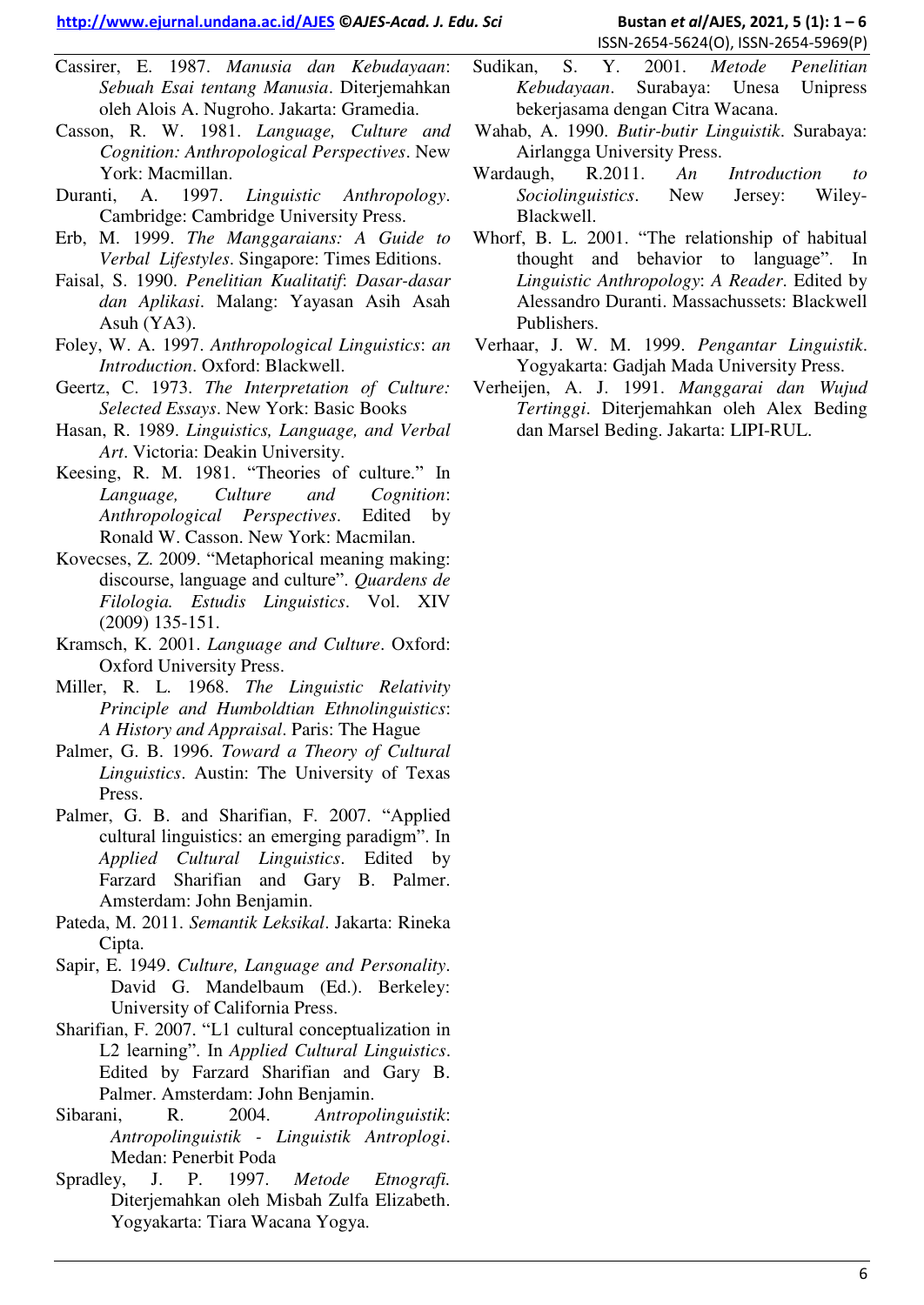Cassirer, E. 1987. *Manusia dan Kebudayaan*: *Sebuah Esai tentang Manusia*. Diterjemahkan oleh Alois A. Nugroho. Jakarta: Gramedia.

Casson, R. W. 1981. *Language, Culture and Cognition: Anthropological Perspectives*. New York: Macmillan.

Duranti, A. 1997. *Linguistic Anthropology*. Cambridge: Cambridge University Press.

Erb, M. 1999. *The Manggaraians: A Guide to Verbal Lifestyles*. Singapore: Times Editions.

Faisal, S. 1990. *Penelitian Kualitatif*: *Dasar-dasar dan Aplikasi*. Malang: Yayasan Asih Asah Asuh (YA3).

Foley, W. A. 1997. *Anthropological Linguistics*: *an Introduction*. Oxford: Blackwell.

Geertz, C. 1973. *The Interpretation of Culture: Selected Essays*. New York: Basic Books

Hasan, R. 1989. *Linguistics, Language, and Verbal Art*. Victoria: Deakin University.

Keesing, R. M. 1981. "Theories of culture." In *Language, Culture and Cognition*: *Anthropological Perspectives*. Edited by Ronald W. Casson. New York: Macmilan.

Kovecses, Z. 2009. "Metaphorical meaning making: discourse, language and culture". *Quardens de Filologia. Estudis Linguistics*. Vol. XIV (2009) 135-151.

Kramsch, K. 2001. *Language and Culture*. Oxford: Oxford University Press.

Miller, R. L. 1968. *The Linguistic Relativity Principle and Humboldtian Ethnolinguistics*: *A History and Appraisal*. Paris: The Hague

Palmer, G. B. 1996. *Toward a Theory of Cultural Linguistics*. Austin: The University of Texas Press.

Palmer, G. B. and Sharifian, F. 2007. "Applied cultural linguistics: an emerging paradigm". In *Applied Cultural Linguistics*. Edited by Farzard Sharifian and Gary B. Palmer. Amsterdam: John Benjamin.

Pateda, M. 2011. *Semantik Leksikal*. Jakarta: Rineka Cipta.

Sapir, E. 1949. *Culture, Language and Personality*. David G. Mandelbaum (Ed.). Berkeley: University of California Press.

Sharifian, F. 2007. "L1 cultural conceptualization in L2 learning". In *Applied Cultural Linguistics*. Edited by Farzard Sharifian and Gary B. Palmer. Amsterdam: John Benjamin.

Sibarani, R. 2004. *Antropolinguistik*: *Antropolinguistik - Linguistik Antroplogi*. Medan: Penerbit Poda

Spradley, J. P. 1997. *Metode Etnografi.* Diterjemahkan oleh Misbah Zulfa Elizabeth. Yogyakarta: Tiara Wacana Yogya.

Sudikan, S. Y. 2001. *Metode Penelitian Kebudayaan*. Surabaya: Unesa Unipress bekerjasama dengan Citra Wacana.

Wahab, A. 1990. *Butir-butir Linguistik*. Surabaya: Airlangga University Press.

Wardaugh, R.2011. *An Introduction to Sociolinguistics*. New Jersey: Wiley-Blackwell.

Whorf, B. L. 2001. "The relationship of habitual thought and behavior to language". In *Linguistic Anthropology*: *A Reader*. Edited by Alessandro Duranti. Massachussets: Blackwell Publishers.

Verhaar, J. W. M. 1999. *Pengantar Linguistik*. Yogyakarta: Gadjah Mada University Press.

Verheijen, A. J. 1991. *Manggarai dan Wujud Tertinggi*. Diterjemahkan oleh Alex Beding dan Marsel Beding. Jakarta: LIPI-RUL.